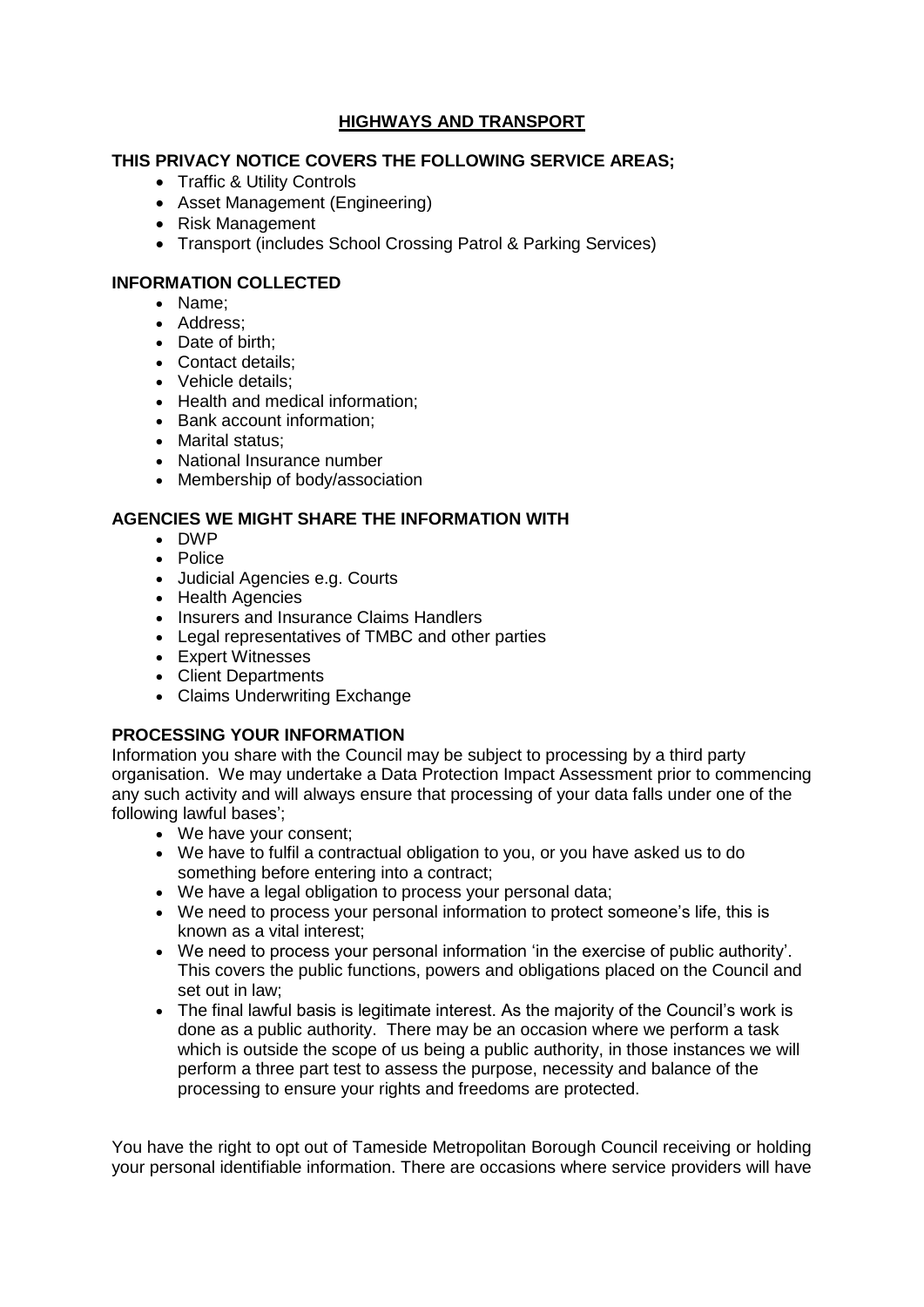# HIGHWAYS AND TRANSPORT

### THIS PRIVACY NOTICE COVERS THE FOLLOWING SERVICE AREAS;

- Traffic & Utility Controls
- Asset Management (Engineering)
- Risk Management
- Transport (includes School Crossing Patrol & Parking Services)

### INFORMATION COLLECTED

- Name;
- Address;
- Date of birth;
- Contact details;
- Vehicle details;
- Health and medical information;
- Bank account information;
- Marital status;
- National Insurance number
- Membership of body/association

### AGENCIES WE MIGHT SHARE THE INFORMATION WITH

- DWP
- Police
- Judicial Agencies e.g. Courts
- Health Agencies
- Insurers and Insurance Claims Handlers
- Legal representatives of TMBC and other parties
- Expert Witnesses
- Client Departments
- Claims Underwriting Exchange

### PROCESSING YOUR INFORMATION

Information you share with the Council may be subject to processing by a third party organisation. We may undertake a Data Protection Impact Assessment prior to commencing any such activity and will always ensure that processing of your data falls under one of the following lawful bases';

- We have your consent;
- We have to fulfil a contractual obligation to you, or you have asked us to do something before entering into a contract;
- We have a legal obligation to process your personal data;
- We need to process your personal information to protect someone's life, this is known as a vital interest;
- We need to process your personal information 'in the exercise of public authority'. This covers the public functions, powers and obligations placed on the Council and set out in law;
- The final lawful basis is legitimate interest. As the majority of the Council's work is done as a public authority. There may be an occasion where we perform a task which is outside the scope of us being a public authority, in those instances we will perform a three part test to assess the purpose, necessity and balance of the processing to ensure your rights and freedoms are protected.

You have the right to opt out of Tameside Metropolitan Borough Council receiving or holding your personal identifiable information. There are occasions where service providers will have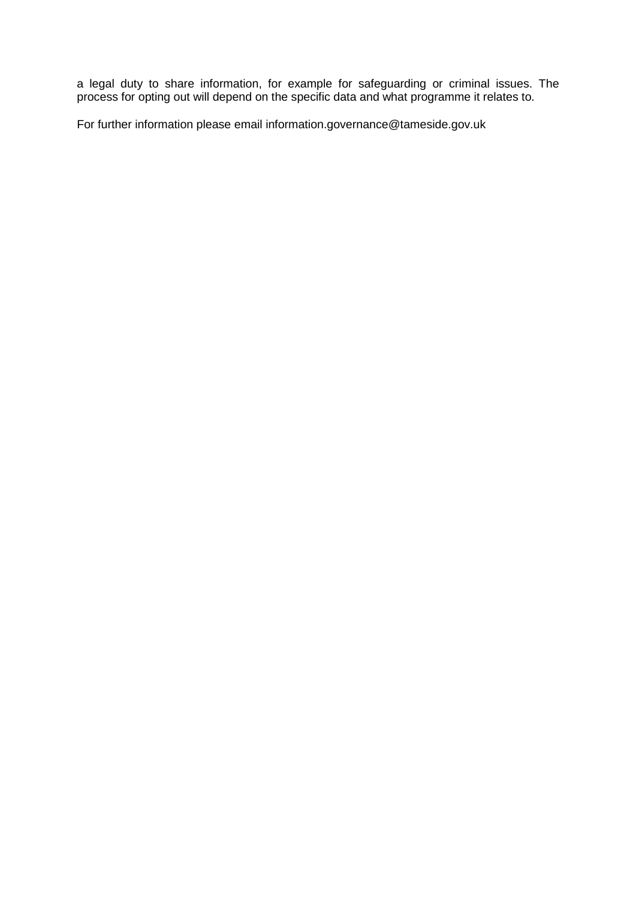a legal duty to share information, for example for safeguarding or criminal issues. The process for opting out will depend on the specific data and what programme it relates to.

For further information please email information.governance@tameside.gov.uk